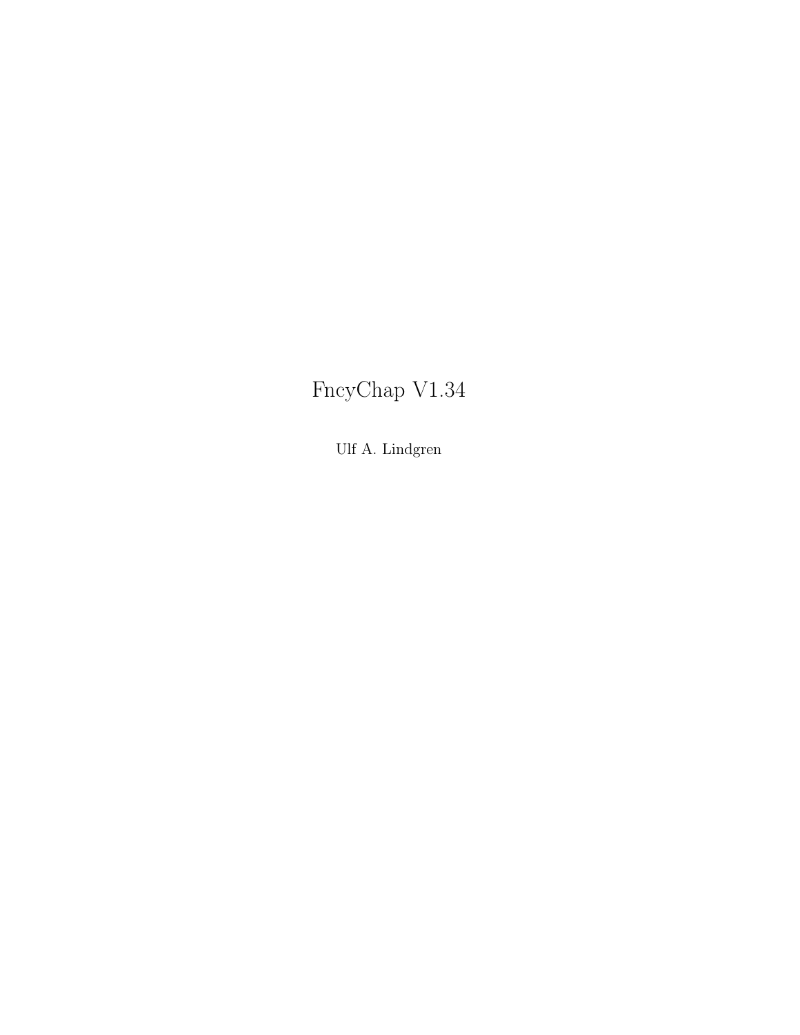# FncyChap V1.34

Ulf A. Lindgren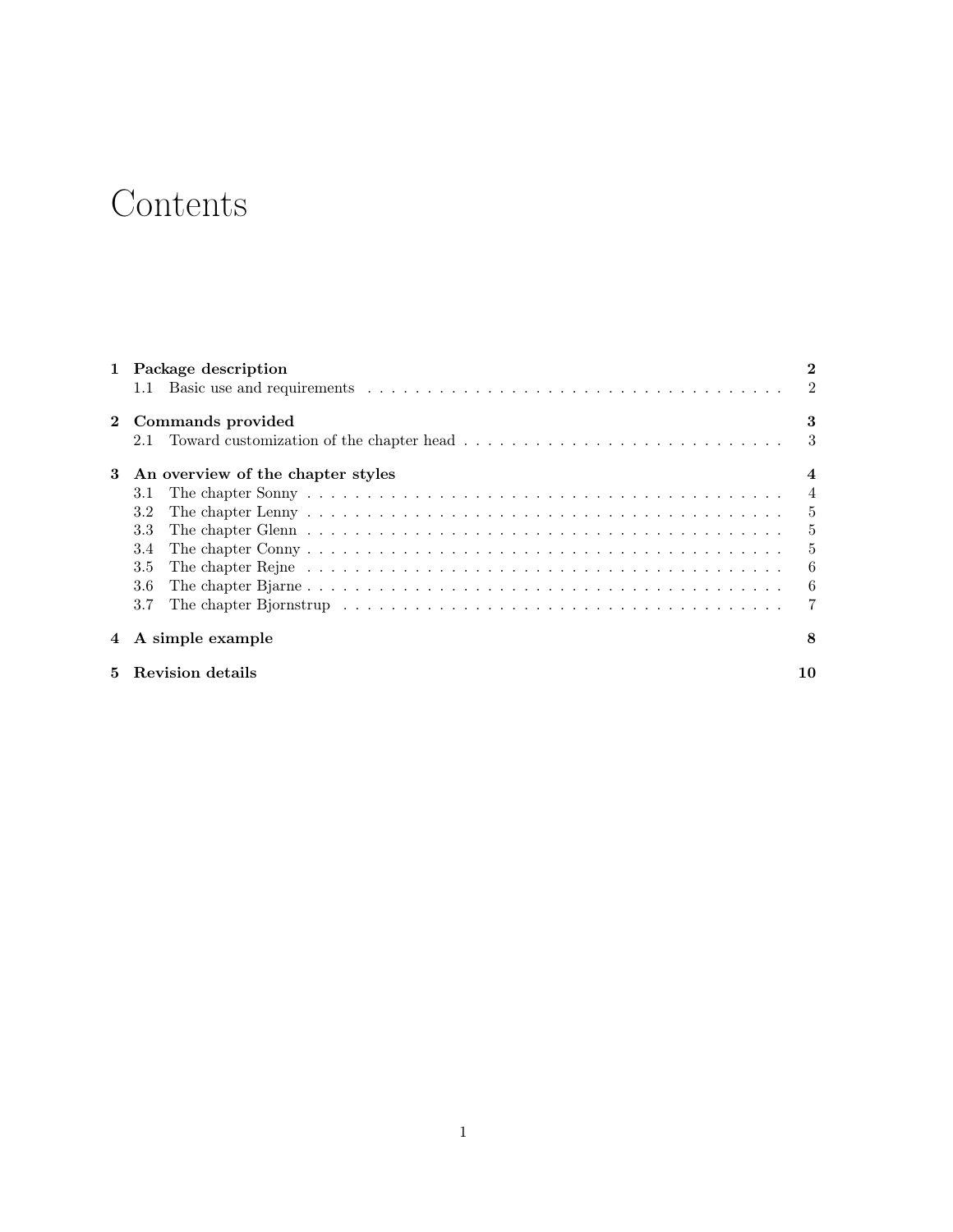# Contents

**1 Package description** **2**

- 1.1 Basic use and requirements . . . . . . . . . . . . . . . . . . . . . . . . . . . . . . . 2

**2 Commands provided** **3**

- 2.1 Toward customization of the chapter head . . . . . . . . . . . . . . . . . . . . . . . 3

**3 An overview of the chapter styles** **4**

- 3.1 The chapter Sonny . . . . . . . . . . . . . . . . . . . . . . . . . . . . . . . . . . 4
- 3.2 The chapter Lenny . . . . . . . . . . . . . . . . . . . . . . . . . . . . . . . . . . 5
- 3.3 The chapter Glenn . . . . . . . . . . . . . . . . . . . . . . . . . . . . . . . . . . 5
- 3.4 The chapter Conny . . . . . . . . . . . . . . . . . . . . . . . . . . . . . . . . . . 5
- 3.5 The chapter Rejne . . . . . . . . . . . . . . . . . . . . . . . . . . . . . . . . . . 6
- 3.6 The chapter Bjarne . . . . . . . . . . . . . . . . . . . . . . . . . . . . . . . . . . 6
- 3.7 The chapter Bjornstrup . . . . . . . . . . . . . . . . . . . . . . . . . . . . . . . . 7

**4 A simple example** **8**

**5 Revision details** **10**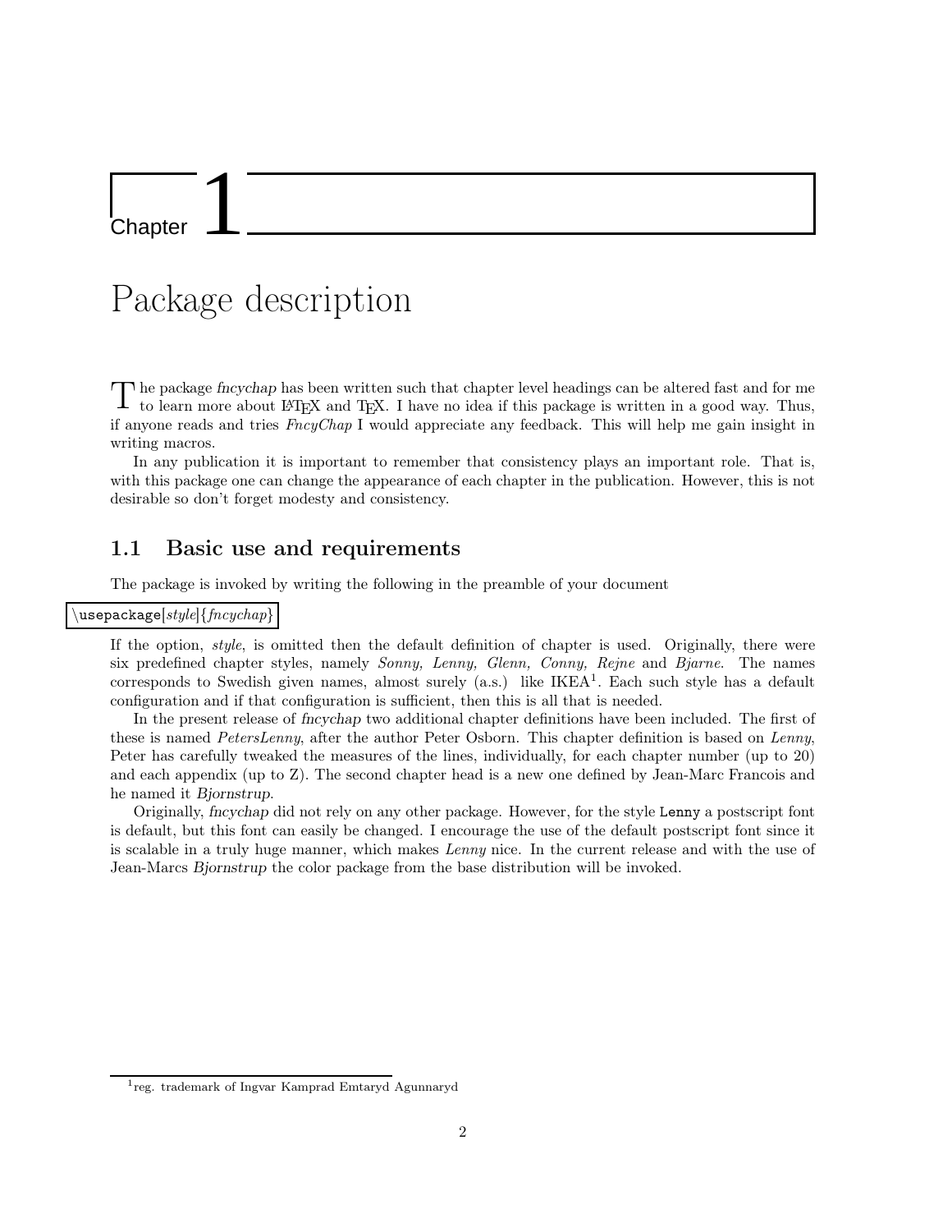# Chapter 1

# Package description

The package *fncychap* has been written such that chapter level headings can be altered fast and for me to learn more about LaTeX and TeX. I have no idea if this package is written in a good way. Thus, if anyone reads and tries *FncyChap* I would appreciate any feedback. This will help me gain insight in writing macros.

In any publication it is important to remember that consistency plays an important role. That is, with this package one can change the appearance of each chapter in the publication. However, this is not desirable so don't forget modesty and consistency.

## 1.1 Basic use and requirements

The package is invoked by writing the following in the preamble of your document

```
\usepackage[style]{fncychap}
```

If the option, *style*, is omitted then the default definition of chapter is used. Originally, there were six predefined chapter styles, namely *Sonny, Lenny, Glenn, Conny, Rejne* and *Bjarne*. The names corresponds to Swedish given names, almost surely (a.s.) like IKEA[1]. Each such style has a default configuration and if that configuration is sufficient, then this is all that is needed.

In the present release of *fncychap* two additional chapter definitions have been included. The first of these is named *PetersLenny*, after the author Peter Osborn. This chapter definition is based on *Lenny*, Peter has carefully tweaked the measures of the lines, individually, for each chapter number (up to 20) and each appendix (up to Z). The second chapter head is a new one defined by Jean-Marc Francois and he named it *Bjornstrup*.

Originally, *fncychap* did not rely on any other package. However, for the style `Lenny` a postscript font is default, but this font can easily be changed. I encourage the use of the default postscript font since it is scalable in a truly huge manner, which makes *Lenny* nice. In the current release and with the use of Jean-Marcs *Bjornstrup* the color package from the base distribution will be invoked.

[1] reg. trademark of Ingvar Kamprad Emtaryd Agunnaryd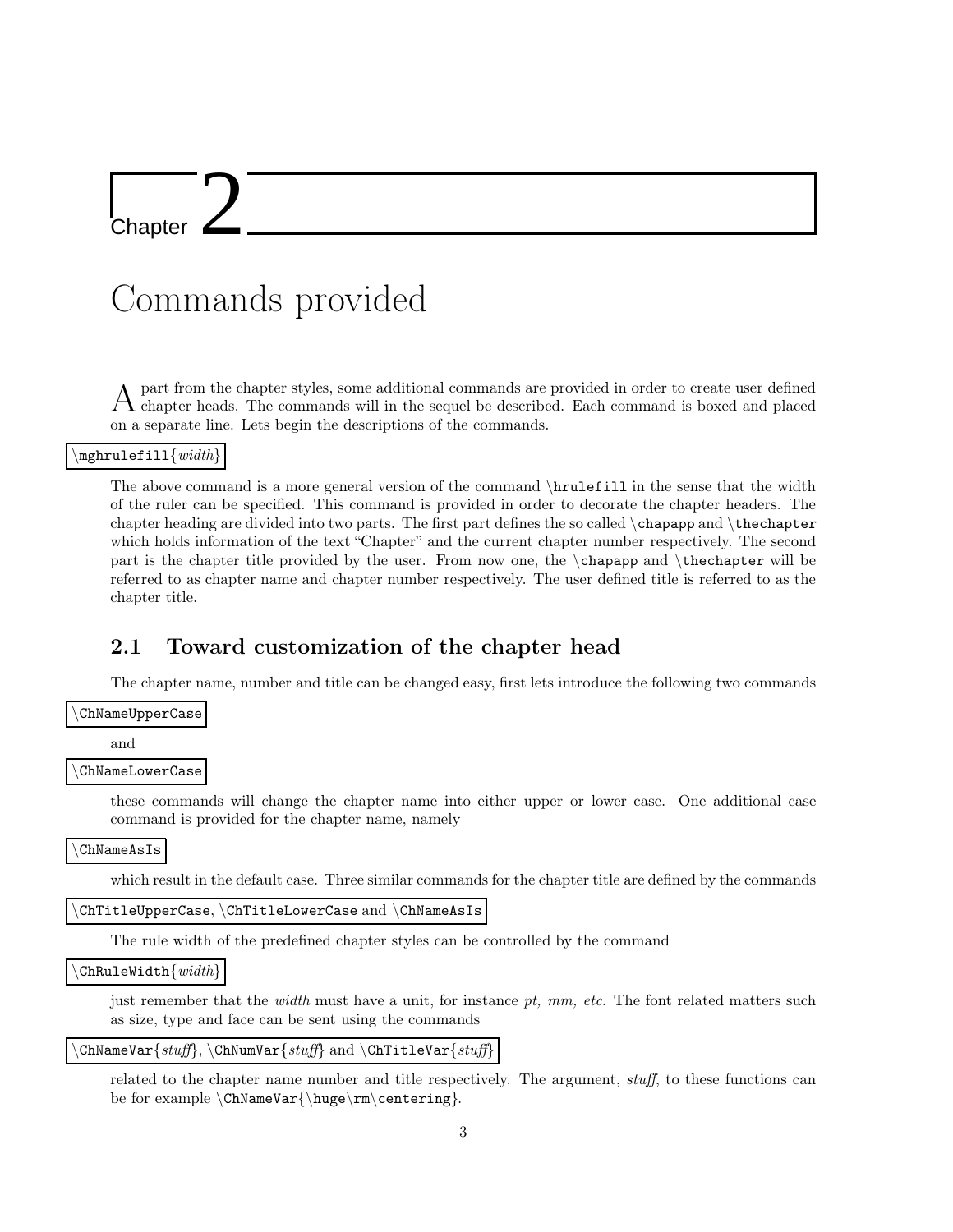# Chapter 2

# Commands provided

Apart from the chapter styles, some additional commands are provided in order to create user defined chapter heads. The commands will in the sequel be described. Each command is boxed and placed on a separate line. Lets begin the descriptions of the commands.

`\mghrulefill{`*width*`}`

The above command is a more general version of the command `\hrulefill` in the sense that the width of the ruler can be specified. This command is provided in order to decorate the chapter headers. The chapter heading are divided into two parts. The first part defines the so called `\chapapp` and `\thechapter` which holds information of the text "Chapter" and the current chapter number respectively. The second part is the chapter title provided by the user. From now one, the `\chapapp` and `\thechapter` will be referred to as chapter name and chapter number respectively. The user defined title is referred to as the chapter title.

## 2.1 Toward customization of the chapter head

The chapter name, number and title can be changed easy, first lets introduce the following two commands

`\ChNameUpperCase`

and

`\ChNameLowerCase`

these commands will change the chapter name into either upper or lower case. One additional case command is provided for the chapter name, namely

`\ChNameAsIs`

which result in the default case. Three similar commands for the chapter title are defined by the commands

`\ChTitleUpperCase`, `\ChTitleLowerCase` and `\ChNameAsIs`

The rule width of the predefined chapter styles can be controlled by the command

`\ChRuleWidth{`*width*`}`

just remember that the *width* must have a unit, for instance *pt, mm, etc*. The font related matters such as size, type and face can be sent using the commands

`\ChNameVar{`*stuff*`}`, `\ChNumVar{`*stuff*`}` and `\ChTitleVar{`*stuff*`}`

related to the chapter name number and title respectively. The argument, *stuff*, to these functions can be for example `\ChNameVar{\huge\rm\centering}`.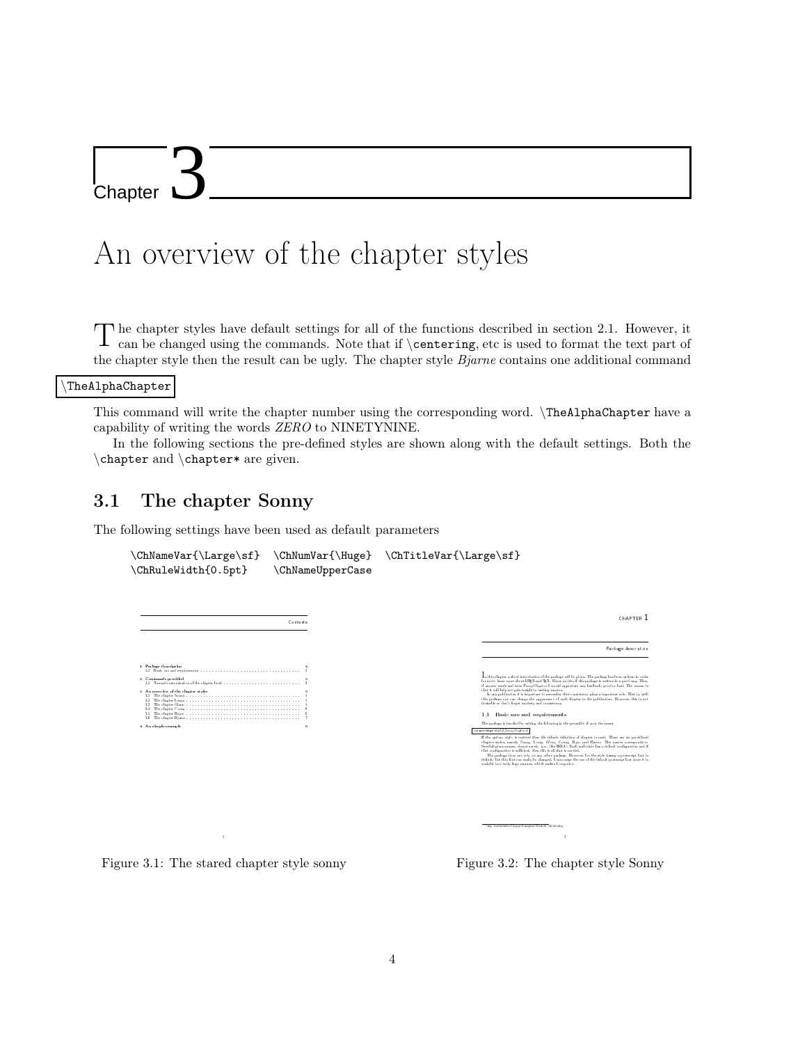# Chapter 3

# An overview of the chapter styles

The chapter styles have default settings for all of the functions described in section 2.1. However, it can be changed using the commands. Note that if `\centering`, etc is used to format the text part of the chapter style then the result can be ugly. The chapter style *Bjarne* contains one additional command

`\TheAlphaChapter`

This command will write the chapter number using the corresponding word. `\TheAlphaChapter` have a capability of writing the words *ZERO* to NINETYNINE.

In the following sections the pre-defined styles are shown along with the default settings. Both the `\chapter` and `\chapter*` are given.

## 3.1 The chapter Sonny

The following settings have been used as default parameters

```
\ChNameVar{\Large\sf}  \ChNumVar{\Huge}  \ChTitleVar{\Large\sf}
\ChRuleWidth{0.5pt}    \ChNameUpperCase
```

Figure 3.1: The stared chapter style sonny

Figure 3.2: The chapter style Sonny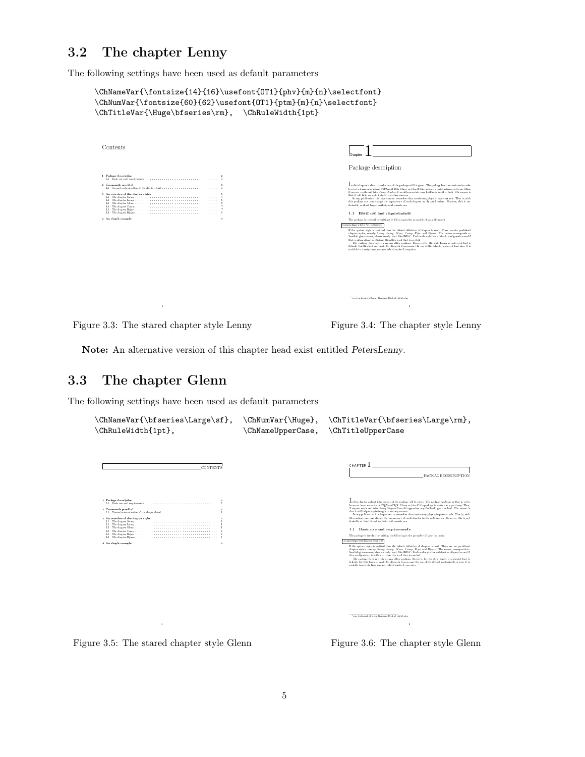## 3.2 The chapter Lenny

The following settings have been used as default parameters

```
\ChNameVar{\fontsize{14}{16}\usefont{OT1}{phv}{m}{n}\selectfont}
\ChNumVar{\fontsize{60}{62}\usefont{OT1}{ptm}{m}{n}\selectfont}
\ChTitleVar{\Huge\bfseries\rm},  \ChRuleWidth{1pt}
```

Figure 3.3: The stared chapter style Lenny

Figure 3.4: The chapter style Lenny

**Note:** An alternative version of this chapter head exist entitled *PetersLenny*.

## 3.3 The chapter Glenn

The following settings have been used as default parameters

```
\ChNameVar{\bfseries\Large\sf},  \ChNumVar{\Huge},  \ChTitleVar{\bfseries\Large\rm},
\ChRuleWidth{1pt},               \ChNameUpperCase,  \ChTitleUpperCase
```

Figure 3.5: The stared chapter style Glenn

Figure 3.6: The chapter style Glenn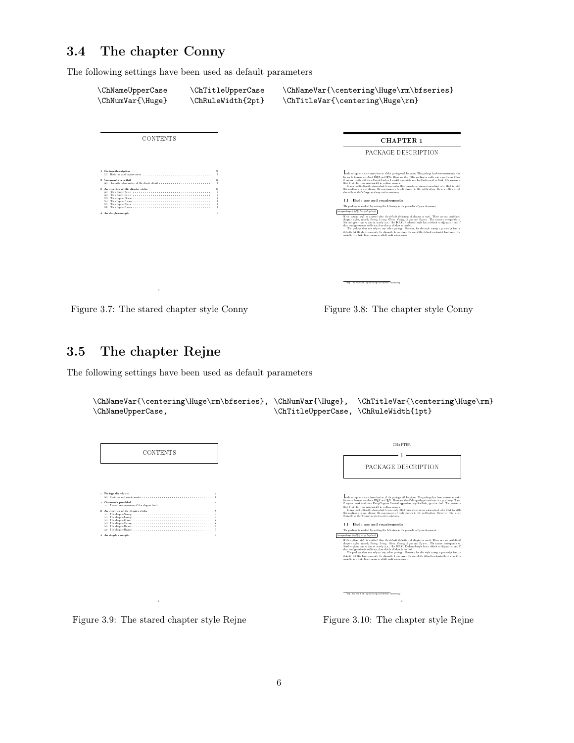## 3.4 The chapter Conny

The following settings have been used as default parameters

```
\ChNameUpperCase    \ChTitleUpperCase    \ChNameVar{\centering\Huge\rm\bfseries}
\ChNumVar{\Huge}    \ChRuleWidth{2pt}    \ChTitleVar{\centering\Huge\rm}
```

Figure 3.7: The stared chapter style Conny

Figure 3.8: The chapter style Conny

## 3.5 The chapter Rejne

The following settings have been used as default parameters

```
\ChNameVar{\centering\Huge\rm\bfseries}, \ChNumVar{\Huge},  \ChTitleVar{\centering\Huge\rm}
\ChNameUpperCase,                        \ChTitleUpperCase, \ChRuleWidth{1pt}
```

Figure 3.9: The stared chapter style Rejne

Figure 3.10: The chapter style Rejne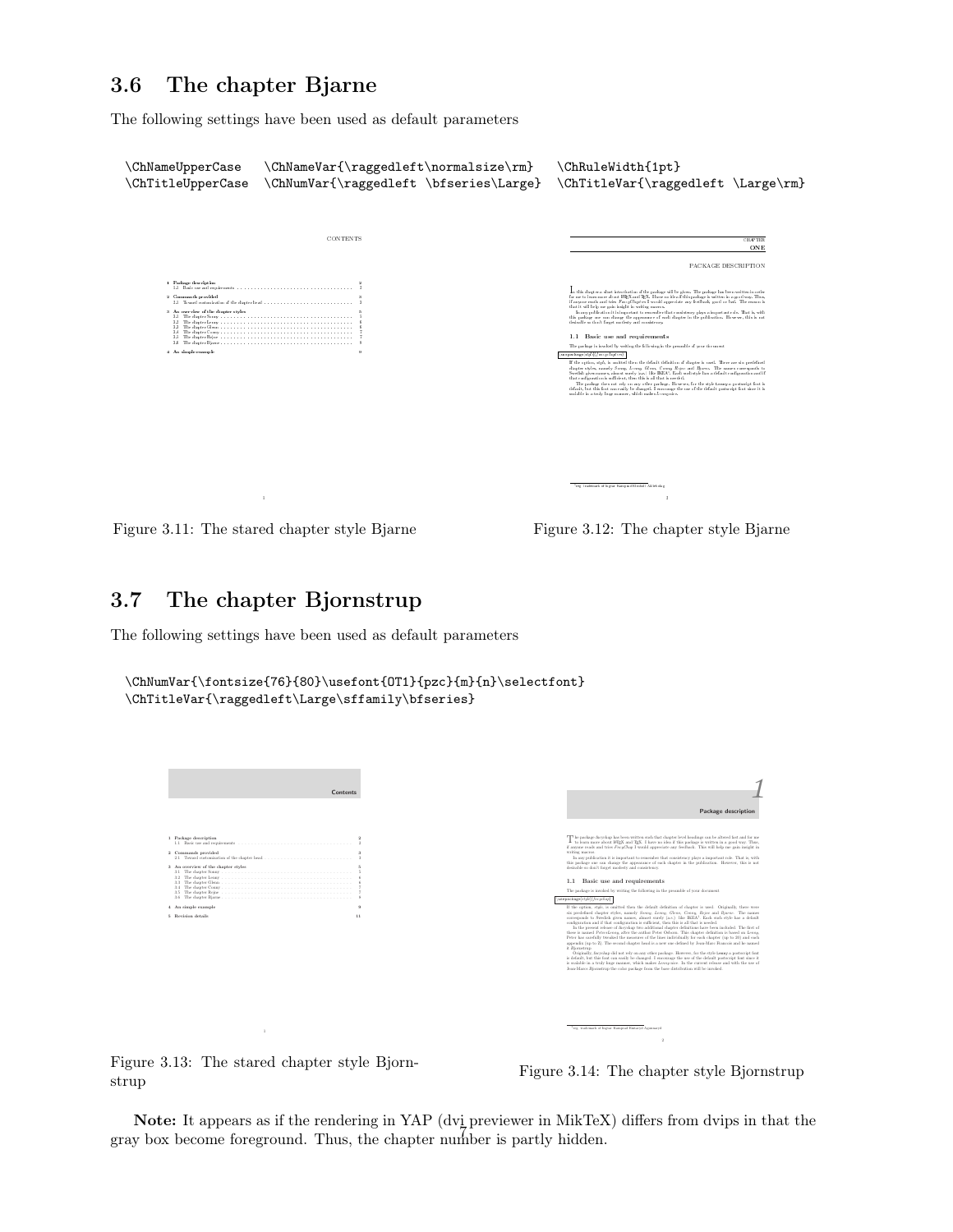## 3.6 The chapter Bjarne

The following settings have been used as default parameters

```
\ChNameUpperCase    \ChNameVar{\raggedleft\normalsize\rm}   \ChRuleWidth{1pt}
\ChTitleUpperCase   \ChNumVar{\raggedleft \bfseries\Large}  \ChTitleVar{\raggedleft \Large\rm}
```

Figure 3.11: The stared chapter style Bjarne

Figure 3.12: The chapter style Bjarne

## 3.7 The chapter Bjornstrup

The following settings have been used as default parameters

```
\ChNumVar{\fontsize{76}{80}\usefont{OT1}{pzc}{m}{n}\selectfont}
\ChTitleVar{\raggedleft\Large\sffamily\bfseries}
```

Figure 3.13: The stared chapter style Bjornstrup

Figure 3.14: The chapter style Bjornstrup

**Note:** It appears as if the rendering in YAP (dvi previewer in MikTeX) differs from dvips in that the gray box become foreground. Thus, the chapter number is partly hidden.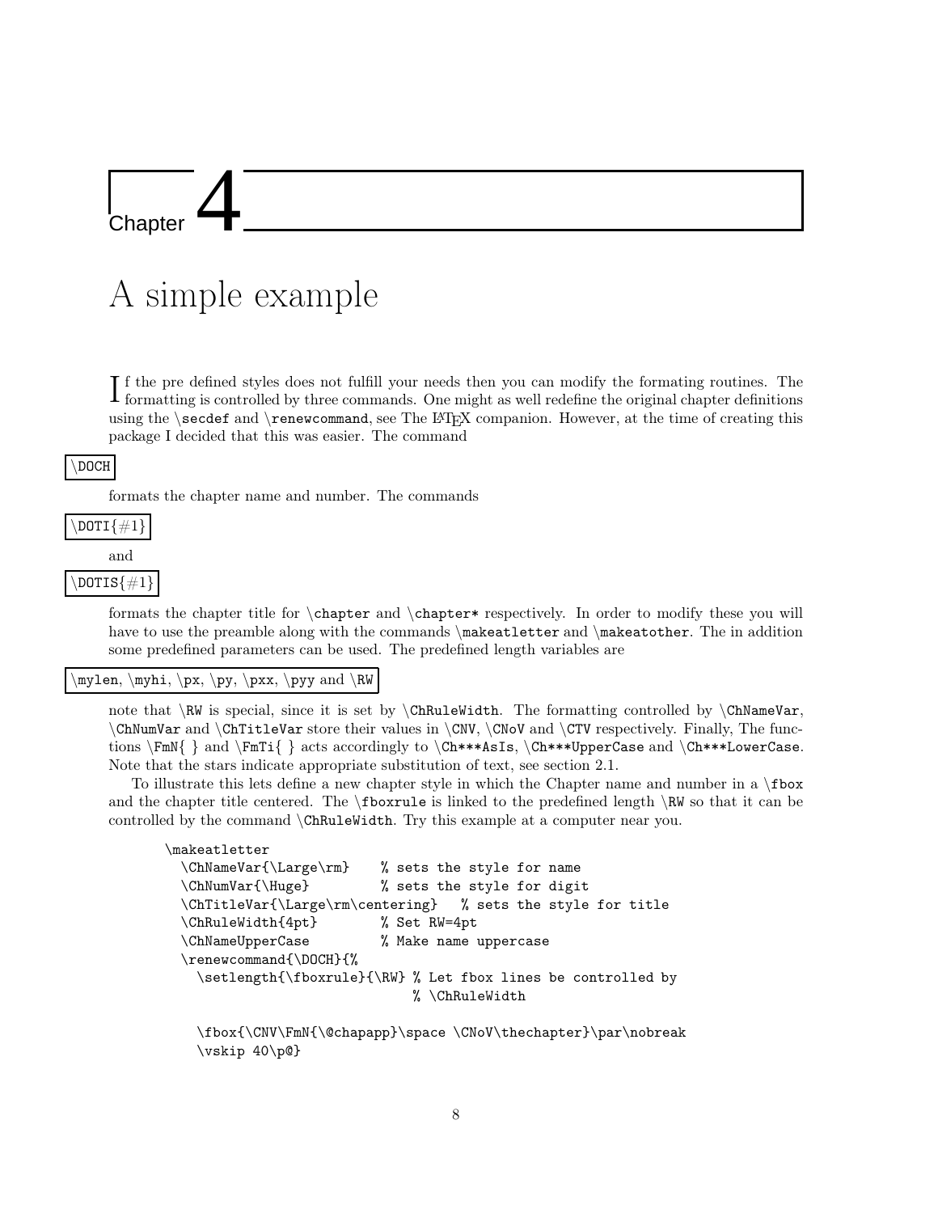# Chapter 4

# A simple example

If the pre defined styles does not fulfill your needs then you can modify the formating routines. The formatting is controlled by three commands. One might as well redefine the original chapter definitions using the `\secdef` and `\renewcommand`, see The LaTeX companion. However, at the time of creating this package I decided that this was easier. The command

`\DOCH`

formats the chapter name and number. The commands

`\DOTI{#1}`

and

`\DOTIS{#1}`

formats the chapter title for `\chapter` and `\chapter*` respectively. In order to modify these you will have to use the preamble along with the commands `\makeatletter` and `\makeatother`. The in addition some predefined parameters can be used. The predefined length variables are

`\mylen`, `\myhi`, `\px`, `\py`, `\pxx`, `\pyy` and `\RW`

note that `\RW` is special, since it is set by `\ChRuleWidth`. The formatting controlled by `\ChNameVar`, `\ChNumVar` and `\ChTitleVar` store their values in `\CNV`, `\CNoV` and `\CTV` respectively. Finally, The functions `\FmN{ }` and `\FmTi{ }` acts accordingly to `\Ch***AsIs`, `\Ch***UpperCase` and `\Ch***LowerCase`. Note that the stars indicate appropriate substitution of text, see section 2.1.

To illustrate this lets define a new chapter style in which the Chapter name and number in a `\fbox` and the chapter title centered. The `\fboxrule` is linked to the predefined length `\RW` so that it can be controlled by the command `\ChRuleWidth`. Try this example at a computer near you.

```
\makeatletter
  \ChNameVar{\Large\rm}    % sets the style for name
  \ChNumVar{\Huge}         % sets the style for digit
  \ChTitleVar{\Large\rm\centering}   % sets the style for title
  \ChRuleWidth{4pt}        % Set RW=4pt
  \ChNameUpperCase         % Make name uppercase
  \renewcommand{\DOCH}{%
    \setlength{\fboxrule}{\RW} % Let fbox lines be controlled by
                               % \ChRuleWidth

    \fbox{\CNV\FmN{\@chapapp}\space \CNoV\thechapter}\par\nobreak
    \vskip 40\p@}
```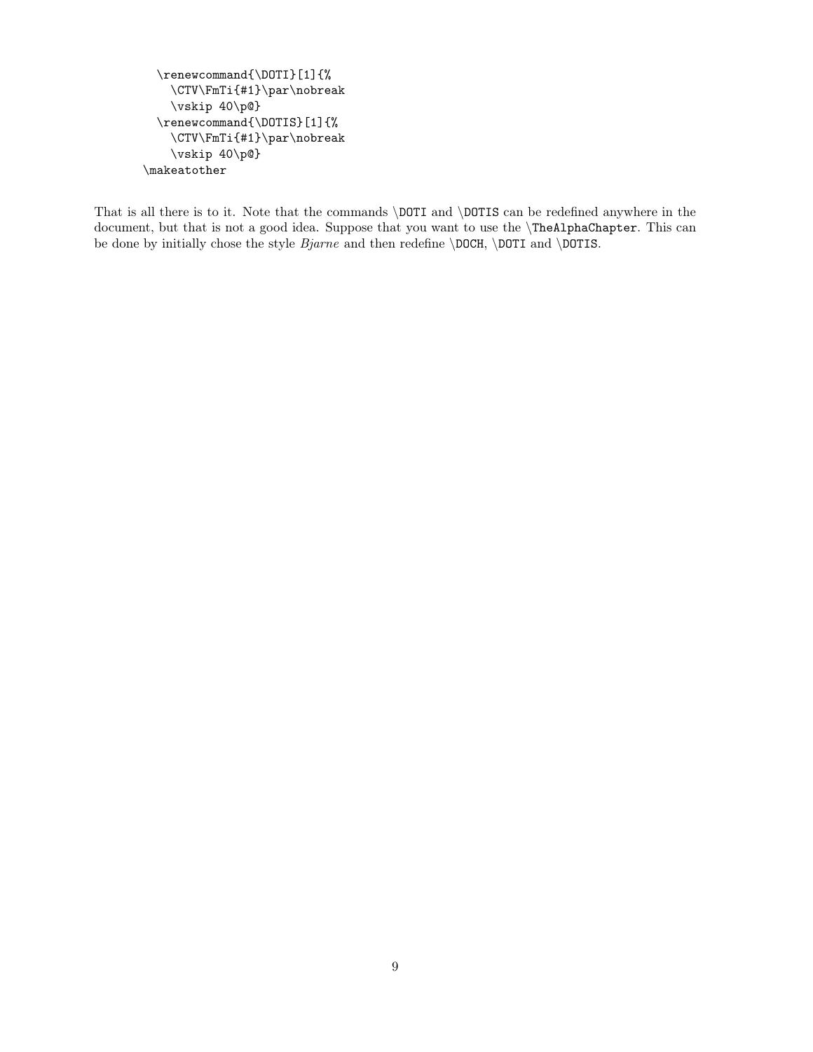```
  \renewcommand{\DOTI}[1]{%
    \CTV\FmTi{#1}\par\nobreak
    \vskip 40\p@}
  \renewcommand{\DOTIS}[1]{%
    \CTV\FmTi{#1}\par\nobreak
    \vskip 40\p@}
\makeatother
```

That is all there is to it. Note that the commands `\DOTI` and `\DOTIS` can be redefined anywhere in the document, but that is not a good idea. Suppose that you want to use the `\TheAlphaChapter`. This can be done by initially chose the style *Bjarne* and then redefine `\DOCH`, `\DOTI` and `\DOTIS`.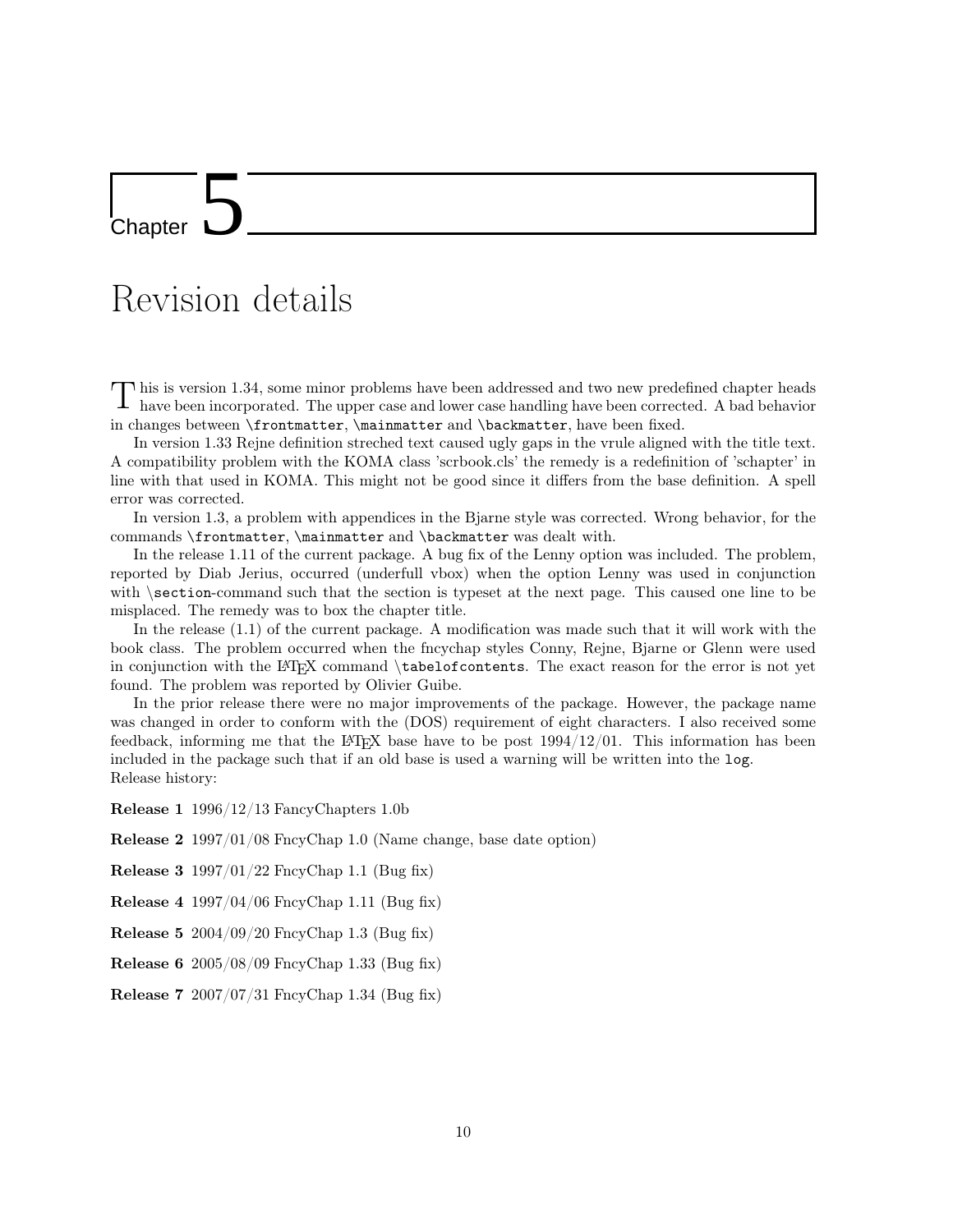# Chapter 5

# Revision details

This is version 1.34, some minor problems have been addressed and two new predefined chapter heads have been incorporated. The upper case and lower case handling have been corrected. A bad behavior in changes between \frontmatter, \mainmatter and \backmatter, have been fixed.

In version 1.33 Rejne definition streched text caused ugly gaps in the vrule aligned with the title text. A compatibility problem with the KOMA class 'scrbook.cls' the remedy is a redefinition of 'schapter' in line with that used in KOMA. This might not be good since it differs from the base definition. A spell error was corrected.

In version 1.3, a problem with appendices in the Bjarne style was corrected. Wrong behavior, for the commands \frontmatter, \mainmatter and \backmatter was dealt with.

In the release 1.11 of the current package. A bug fix of the Lenny option was included. The problem, reported by Diab Jerius, occurred (underfull vbox) when the option Lenny was used in conjunction with \section-command such that the section is typeset at the next page. This caused one line to be misplaced. The remedy was to box the chapter title.

In the release (1.1) of the current package. A modification was made such that it will work with the book class. The problem occurred when the fncychap styles Conny, Rejne, Bjarne or Glenn were used in conjunction with the LaTeX command \tabelofcontents. The exact reason for the error is not yet found. The problem was reported by Olivier Guibe.

In the prior release there were no major improvements of the package. However, the package name was changed in order to conform with the (DOS) requirement of eight characters. I also received some feedback, informing me that the LaTeX base have to be post 1994/12/01. This information has been included in the package such that if an old base is used a warning will be written into the log.
Release history:

**Release 1** 1996/12/13 FancyChapters 1.0b

**Release 2** 1997/01/08 FncyChap 1.0 (Name change, base date option)

**Release 3** 1997/01/22 FncyChap 1.1 (Bug fix)

**Release 4** 1997/04/06 FncyChap 1.11 (Bug fix)

**Release 5** 2004/09/20 FncyChap 1.3 (Bug fix)

**Release 6** 2005/08/09 FncyChap 1.33 (Bug fix)

**Release 7** 2007/07/31 FncyChap 1.34 (Bug fix)